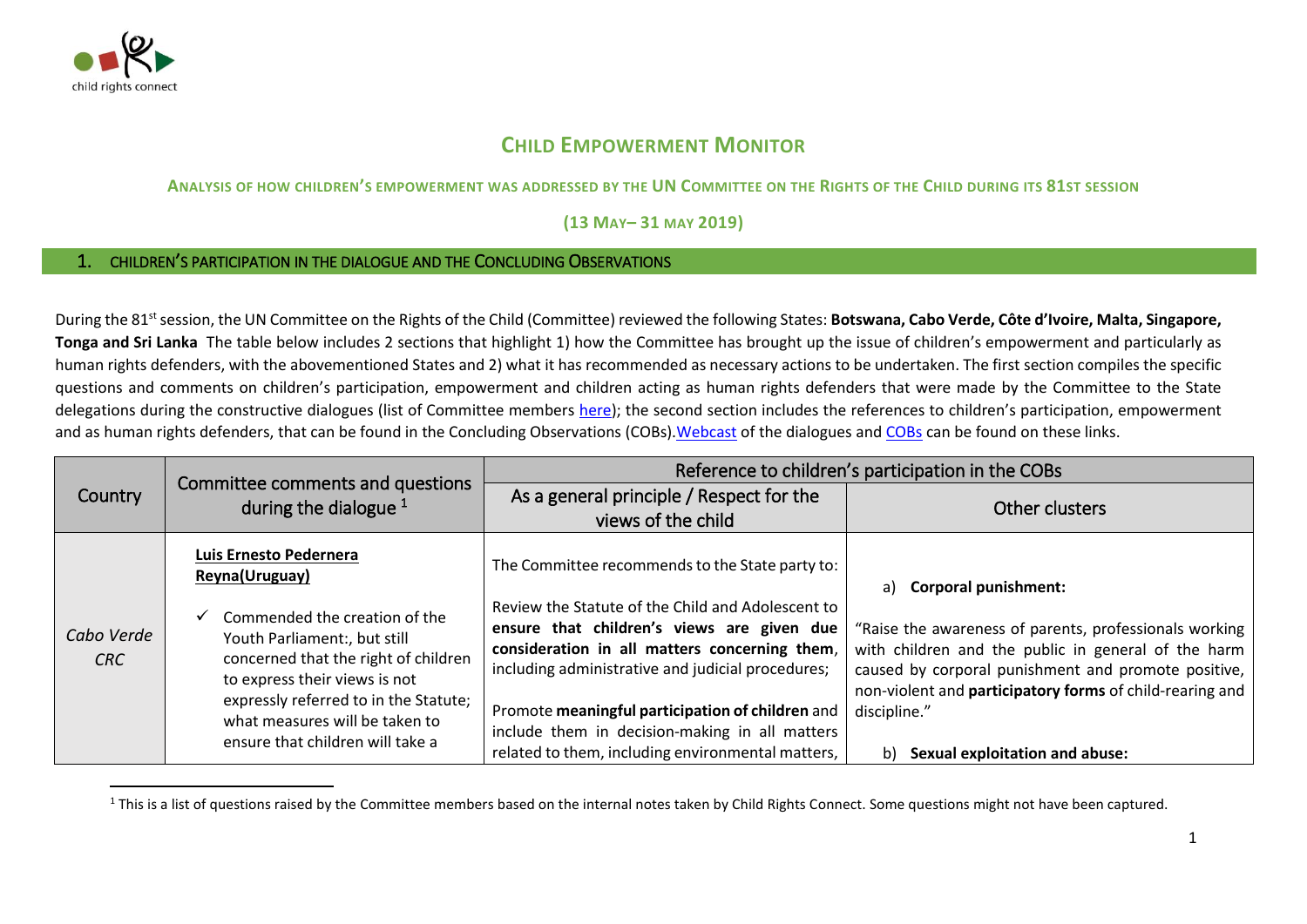child rights connect

# CHILD EMPOWERMENT MONITOR

### ANALYSIS OF HOW CHILDREN'S EMPOWERMENT WAS ADDRESSED BY THE UN COMMITTEE ON THE RIGHTS OF THE CHILD DURING ITS 81ST SESSION

### (13 MAY– 31 MAY 2019)

## 1. CHILDREN'S PARTICIPATION IN THE DIALOGUE AND THE CONCLUDING OBSERVATIONS

During the 81st session, the UN Committee on the Rights of the Child (Committee) reviewed the following States: **Botswana, Cabo Verde, Côte d'Ivoire, Malta, Singapore, Tonga and Sri Lanka** The table below includes 2 sections that highlight 1) how the Committee has brought up the issue of children's empowerment and particularly as human rights defenders, with the abovementioned States and 2) what it has recommended as necessary actions to be undertaken. The first section compiles the specific questions and comments on children's participation, empowerment and children acting as human rights defenders that were made by the Committee to the State delegations during the constructive dialogues (list of Committee members here); the second section includes the references to children's participation, empowerment and as human rights defenders, that can be found in the Concluding Observations (COBs). Webcast of the dialogues and COBs can be found on these links.

| Country | Committee comments and questions during the dialogue [1] | Reference to children's participation in the COBs | |
|---|---|---|---|
| | | As a general principle / Respect for the views of the child | Other clusters |
| *Cabo Verde CRC* | **Luis Ernesto Pedernera Reyna(Uruguay)**<br><br>✓ Commended the creation of the Youth Parliament:, but still concerned that the right of children to express their views is not expressly referred to in the Statute; what measures will be taken to ensure that children will take a | The Committee recommends to the State party to:<br><br>Review the Statute of the Child and Adolescent to ensure that **children's views are given due consideration in all matters concerning them**, including administrative and judicial procedures;<br><br>Promote **meaningful participation of children** and include them in decision-making in all matters related to them, including environmental matters, | a) **Corporal punishment:**<br><br>"Raise the awareness of parents, professionals working with children and the public in general of the harm caused by corporal punishment and promote positive, non-violent and **participatory forms** of child-rearing and discipline."<br><br>b) **Sexual exploitation and abuse:** |

[1] This is a list of questions raised by the Committee members based on the internal notes taken by Child Rights Connect. Some questions might not have been captured.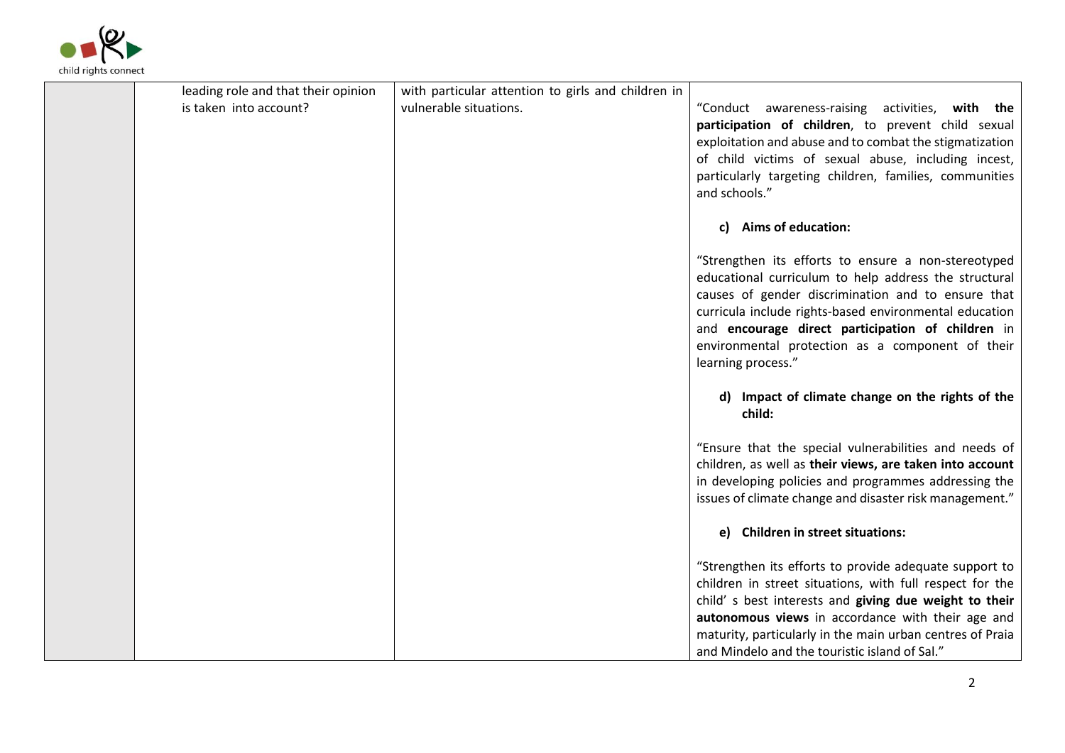| | | | |
|---|---|---|---|
| | leading role and that their opinion is taken into account? | with particular attention to girls and children in vulnerable situations. | "Conduct awareness-raising activities, **with the participation of children**, to prevent child sexual exploitation and abuse and to combat the stigmatization of child victims of sexual abuse, including incest, particularly targeting children, families, communities and schools."<br><br>**c) Aims of education:**<br><br>"Strengthen its efforts to ensure a non-stereotyped educational curriculum to help address the structural causes of gender discrimination and to ensure that curricula include rights-based environmental education and **encourage direct participation of children** in environmental protection as a component of their learning process."<br><br>**d) Impact of climate change on the rights of the child:**<br><br>"Ensure that the special vulnerabilities and needs of children, as well as **their views, are taken into account** in developing policies and programmes addressing the issues of climate change and disaster risk management."<br><br>**e) Children in street situations:**<br><br>"Strengthen its efforts to provide adequate support to children in street situations, with full respect for the child' s best interests and **giving due weight to their autonomous views** in accordance with their age and maturity, particularly in the main urban centres of Praia and Mindelo and the touristic island of Sal." |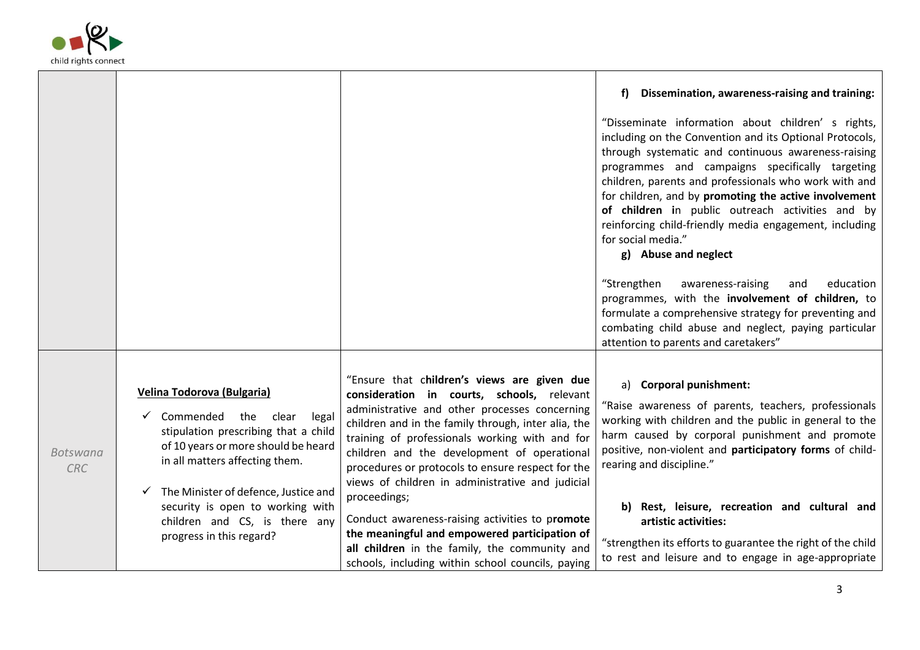| | | | |
|---|---|---|---|
| | | | **f) Dissemination, awareness-raising and training:**<br><br>"Disseminate information about children' s rights, including on the Convention and its Optional Protocols, through systematic and continuous awareness-raising programmes and campaigns specifically targeting children, parents and professionals who work with and for children, and by **promoting the active involvement of children i**n public outreach activities and by reinforcing child-friendly media engagement, including for social media."<br>**g) Abuse and neglect**<br><br>"Strengthen awareness-raising and education programmes, with the **involvement of children,** to formulate a comprehensive strategy for preventing and combating child abuse and neglect, paying particular attention to parents and caretakers" |
| *Botswana CRC* | **<u>Velina Todorova (Bulgaria)</u>**<br><br>✓ Commended the clear legal stipulation prescribing that a child of 10 years or more should be heard in all matters affecting them.<br><br>✓ The Minister of defence, Justice and security is open to working with children and CS, is there any progress in this regard? | "Ensure that c**hildren's views are given due consideration in courts, schools,** relevant administrative and other processes concerning children and in the family through, inter alia, the training of professionals working with and for children and the development of operational procedures or protocols to ensure respect for the views of children in administrative and judicial proceedings;<br><br>Conduct awareness-raising activities to p**romote the meaningful and empowered participation of all children** in the family, the community and schools, including within school councils, paying | a) **Corporal punishment:**<br><br>"Raise awareness of parents, teachers, professionals working with children and the public in general to the harm caused by corporal punishment and promote positive, non-violent and **participatory forms** of child-rearing and discipline."<br><br>**b) Rest, leisure, recreation and cultural and artistic activities:**<br><br>"strengthen its efforts to guarantee the right of the child to rest and leisure and to engage in age-appropriate |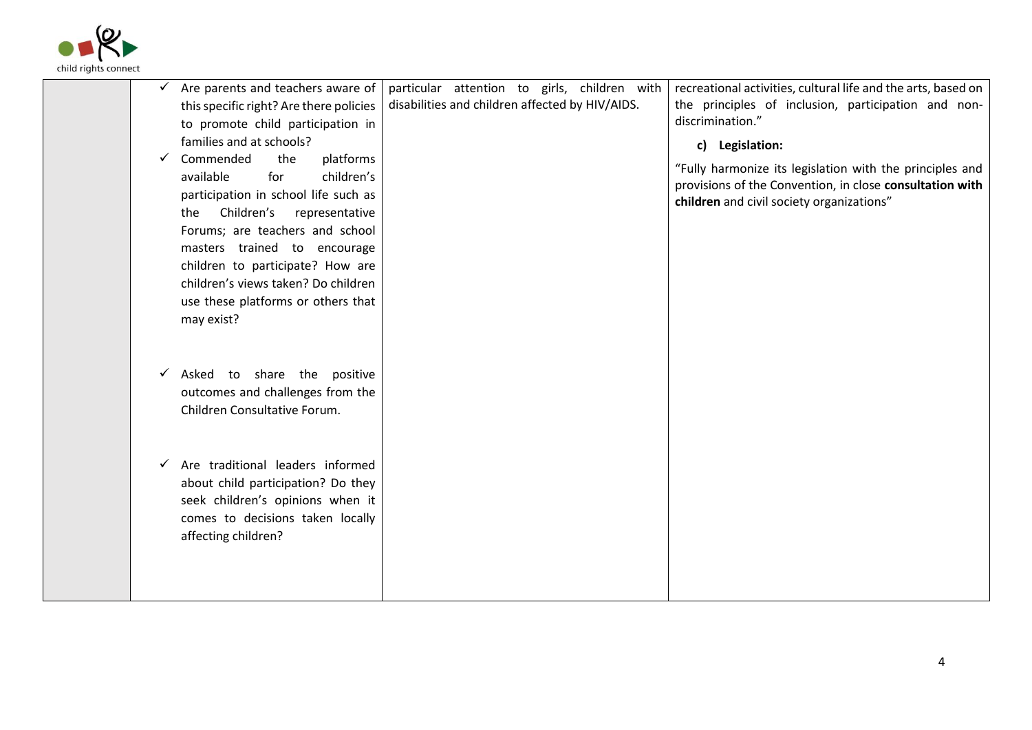| | | | |
|---|---|---|---|
| | ✓ Are parents and teachers aware of this specific right? Are there policies to promote child participation in families and at schools?<br>✓ Commended the platforms available for children's participation in school life such as the Children's representative Forums; are teachers and school masters trained to encourage children to participate? How are children's views taken? Do children use these platforms or others that may exist?<br><br>✓ Asked to share the positive outcomes and challenges from the Children Consultative Forum.<br><br>✓ Are traditional leaders informed about child participation? Do they seek children's opinions when it comes to decisions taken locally affecting children? | particular attention to girls, children with disabilities and children affected by HIV/AIDS. | recreational activities, cultural life and the arts, based on the principles of inclusion, participation and non-discrimination."<br><br>**c) Legislation:**<br><br>"Fully harmonize its legislation with the principles and provisions of the Convention, in close **consultation with children** and civil society organizations" |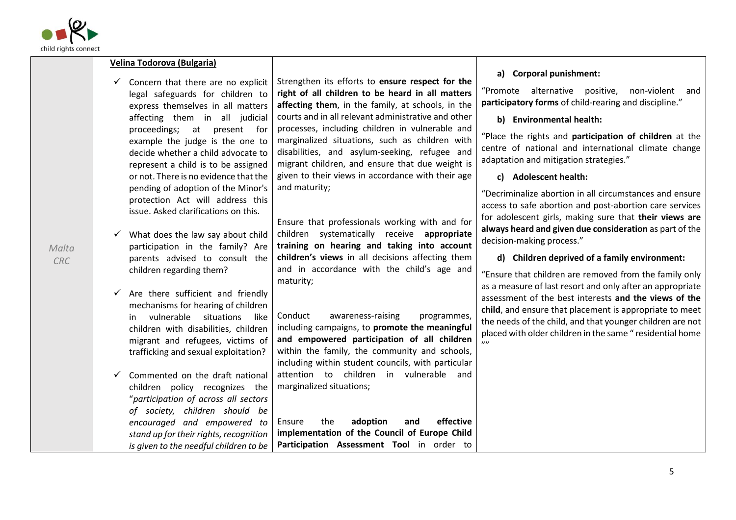| | | | |
|---|---|---|---|
| *Malta CRC* | **Velina Todorova (Bulgaria)**<br><br>✓ Concern that there are no explicit legal safeguards for children to express themselves in all matters affecting them in all judicial proceedings; at present for example the judge is the one to decide whether a child advocate to represent a child is to be assigned or not. There is no evidence that the pending of adoption of the Minor's protection Act will address this issue. Asked clarifications on this.<br><br>✓ What does the law say about child participation in the family? Are parents advised to consult the children regarding them?<br><br>✓ Are there sufficient and friendly mechanisms for hearing of children in vulnerable situations like children with disabilities, children migrant and refugees, victims of trafficking and sexual exploitation?<br><br>✓ Commented on the draft national children policy recognizes the "*participation of across all sectors of society, children should be encouraged and empowered to stand up for their rights, recognition is given to the needful children to be* | Strengthen its efforts to **ensure respect for the right of all children to be heard in all matters affecting them**, in the family, at schools, in the courts and in all relevant administrative and other processes, including children in vulnerable and marginalized situations, such as children with disabilities, and asylum-seeking, refugee and migrant children, and ensure that due weight is given to their views in accordance with their age and maturity;<br><br>Ensure that professionals working with and for children systematically receive **appropriate training on hearing and taking into account children's views** in all decisions affecting them and in accordance with the child's age and maturity;<br><br>Conduct awareness-raising programmes, including campaigns, to **promote the meaningful and empowered participation of all children** within the family, the community and schools, including within student councils, with particular attention to children in vulnerable and marginalized situations;<br><br>Ensure the **adoption and effective implementation of the Council of Europe Child Participation Assessment Tool** in order to | **a) Corporal punishment:**<br><br>"Promote alternative positive, non-violent and **participatory forms** of child-rearing and discipline."<br><br>**b) Environmental health:**<br><br>"Place the rights and **participation of children** at the centre of national and international climate change adaptation and mitigation strategies."<br><br>**c) Adolescent health:**<br><br>"Decriminalize abortion in all circumstances and ensure access to safe abortion and post-abortion care services for adolescent girls, making sure that **their views are always heard and given due consideration** as part of the decision-making process."<br><br>**d) Children deprived of a family environment:**<br><br>"Ensure that children are removed from the family only as a measure of last resort and only after an appropriate assessment of the best interests **and the views of the child**, and ensure that placement is appropriate to meet the needs of the child, and that younger children are not placed with older children in the same " residential home "" |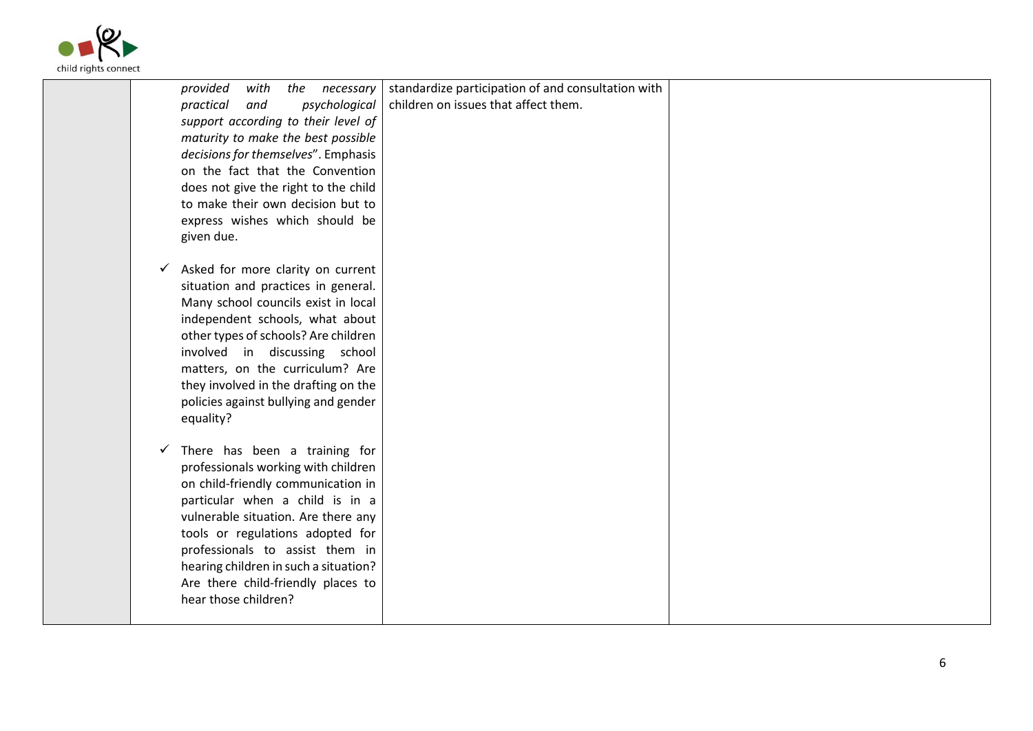| | | | |
|---|---|---|---|
| | *provided with the necessary practical and psychological support according to their level of maturity to make the best possible decisions for themselves*". Emphasis on the fact that the Convention does not give the right to the child to make their own decision but to express wishes which should be given due.<br><br>✓ Asked for more clarity on current situation and practices in general. Many school councils exist in local independent schools, what about other types of schools? Are children involved in discussing school matters, on the curriculum? Are they involved in the drafting on the policies against bullying and gender equality?<br><br>✓ There has been a training for professionals working with children on child-friendly communication in particular when a child is in a vulnerable situation. Are there any tools or regulations adopted for professionals to assist them in hearing children in such a situation? Are there child-friendly places to hear those children? | standardize participation of and consultation with children on issues that affect them. | |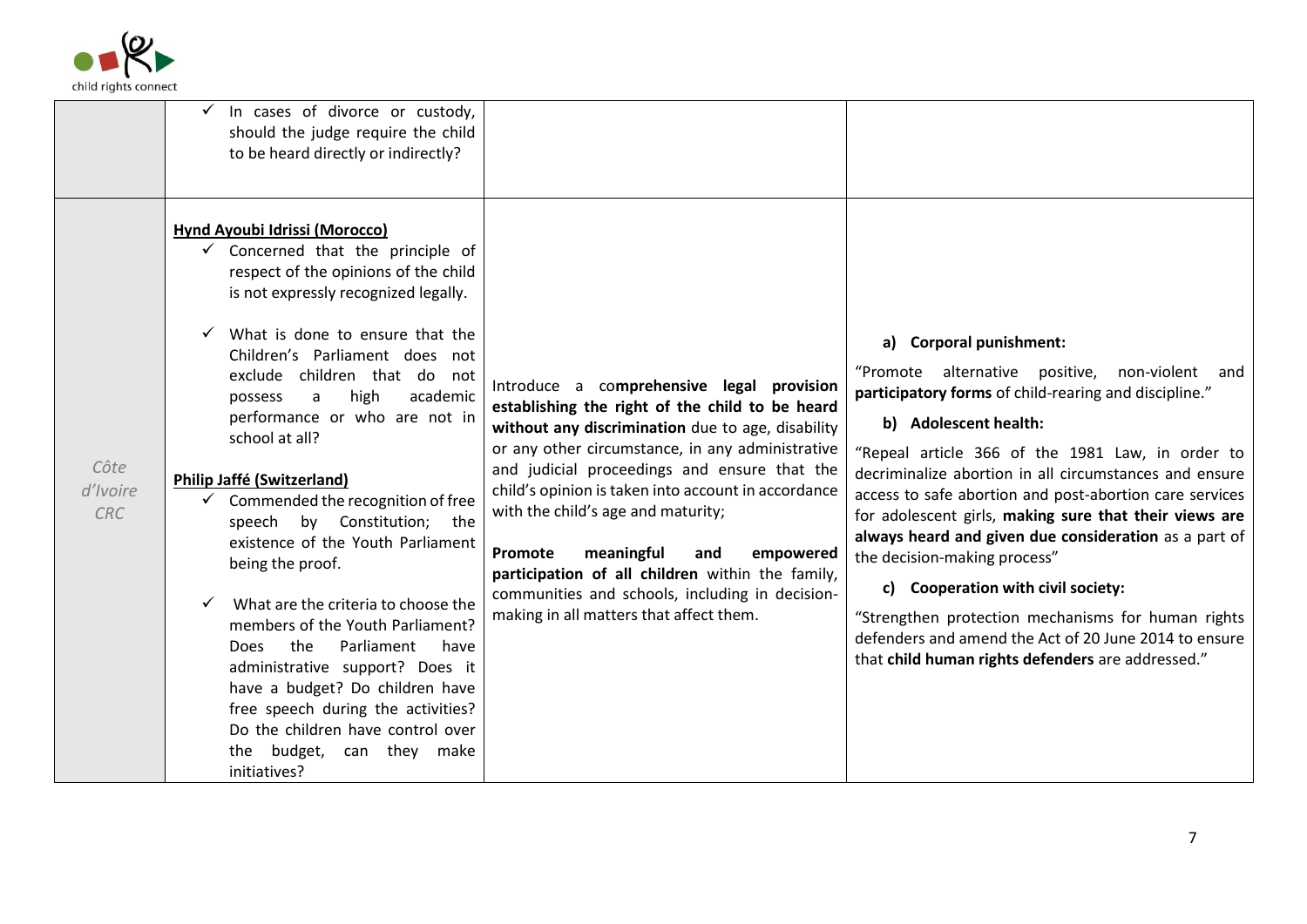| | | | |
|---|---|---|---|
| | ✓ In cases of divorce or custody, should the judge require the child to be heard directly or indirectly? | | |
| *Côte d'Ivoire CRC* | **Hynd Ayoubi Idrissi (Morocco)**<br>✓ Concerned that the principle of respect of the opinions of the child is not expressly recognized legally.<br><br>✓ What is done to ensure that the Children's Parliament does not exclude children that do not possess a high academic performance or who are not in school at all?<br><br>**Philip Jaffé (Switzerland)**<br>✓ Commended the recognition of free speech by Constitution; the existence of the Youth Parliament being the proof.<br><br>✓ What are the criteria to choose the members of the Youth Parliament? Does the Parliament have administrative support? Does it have a budget? Do children have free speech during the activities? Do the children have control over the budget, can they make initiatives? | Introduce a co**mprehensive legal provision establishing the right of the child to be heard without any discrimination** due to age, disability or any other circumstance, in any administrative and judicial proceedings and ensure that the child's opinion is taken into account in accordance with the child's age and maturity;<br><br>**Promote meaningful and empowered participation of all children** within the family, communities and schools, including in decision-making in all matters that affect them. | **a) Corporal punishment:**<br><br>"Promote alternative positive, non-violent and **participatory forms** of child-rearing and discipline."<br><br>**b) Adolescent health:**<br><br>"Repeal article 366 of the 1981 Law, in order to decriminalize abortion in all circumstances and ensure access to safe abortion and post-abortion care services for adolescent girls, **making sure that their views are always heard and given due consideration** as a part of the decision-making process"<br><br>**c) Cooperation with civil society:**<br><br>"Strengthen protection mechanisms for human rights defenders and amend the Act of 20 June 2014 to ensure that **child human rights defenders** are addressed." |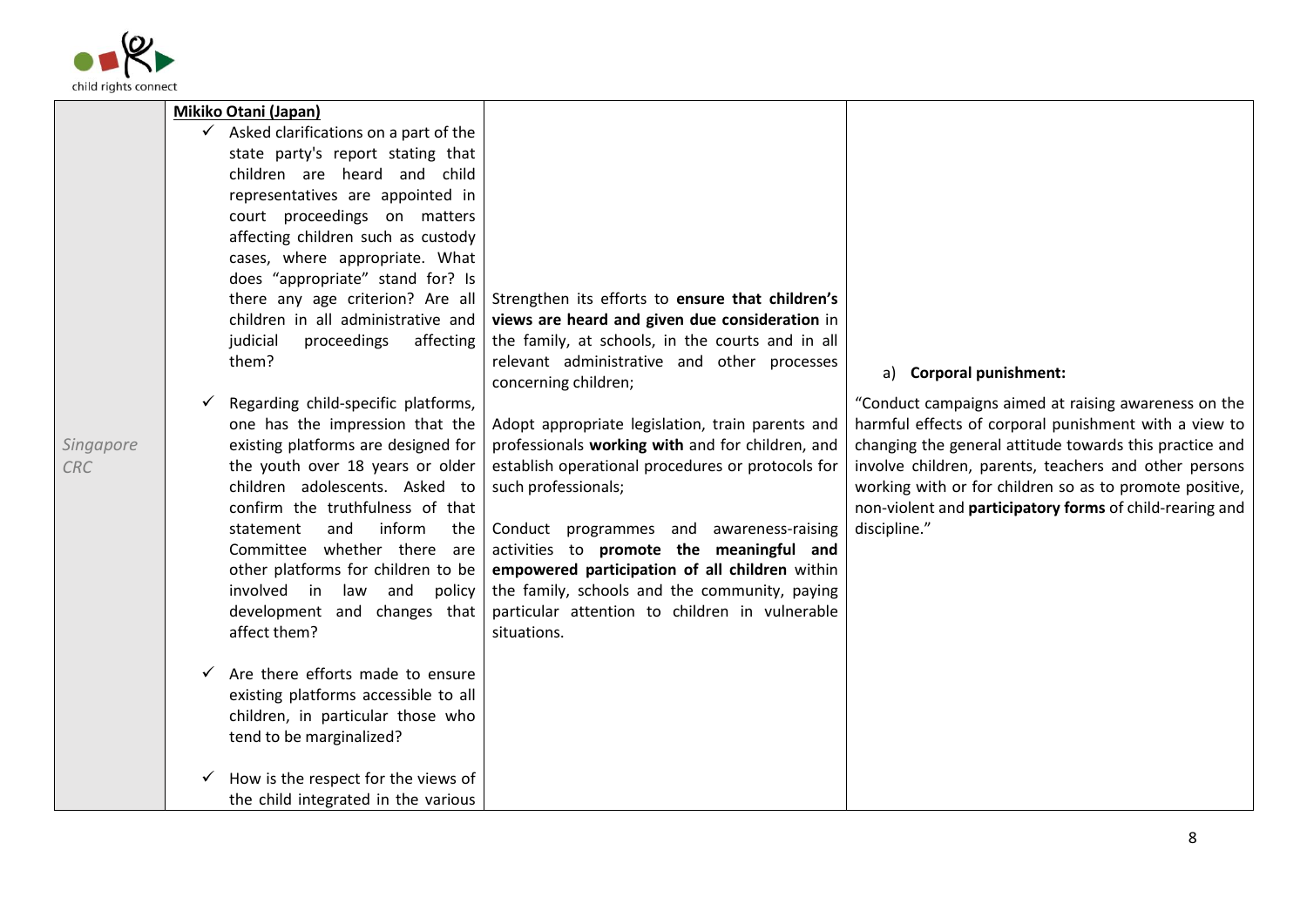| | | | |
|---|---|---|---|
| *Singapore CRC* | **Mikiko Otani (Japan)**<br>✓ Asked clarifications on a part of the state party's report stating that children are heard and child representatives are appointed in court proceedings on matters affecting children such as custody cases, where appropriate. What does "appropriate" stand for? Is there any age criterion? Are all children in all administrative and judicial proceedings affecting them?<br>✓ Regarding child-specific platforms, one has the impression that the existing platforms are designed for the youth over 18 years or older children adolescents. Asked to confirm the truthfulness of that statement and inform the Committee whether there are other platforms for children to be involved in law and policy development and changes that affect them?<br>✓ Are there efforts made to ensure existing platforms accessible to all children, in particular those who tend to be marginalized?<br>✓ How is the respect for the views of the child integrated in the various | Strengthen its efforts to **ensure that children's views are heard and given due consideration** in the family, at schools, in the courts and in all relevant administrative and other processes concerning children;<br><br>Adopt appropriate legislation, train parents and professionals **working with** and for children, and establish operational procedures or protocols for such professionals;<br><br>Conduct programmes and awareness-raising activities to **promote the meaningful and empowered participation of all children** within the family, schools and the community, paying particular attention to children in vulnerable situations. | a) **Corporal punishment:**<br><br>"Conduct campaigns aimed at raising awareness on the harmful effects of corporal punishment with a view to changing the general attitude towards this practice and involve children, parents, teachers and other persons working with or for children so as to promote positive, non-violent and **participatory forms** of child-rearing and discipline." |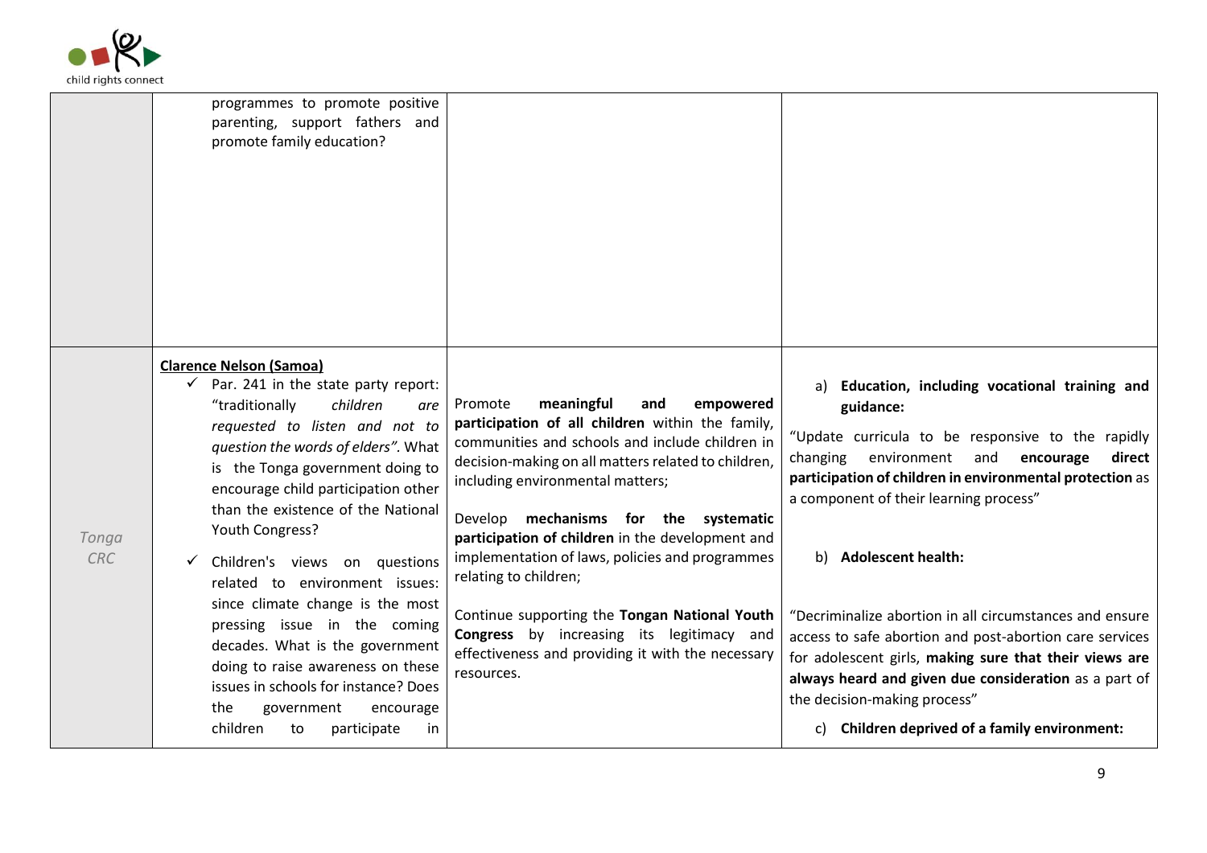| | | | |
|---|---|---|---|
| | programmes to promote positive parenting, support fathers and promote family education? | | |
| *Tonga CRC* | <u>**Clarence Nelson (Samoa)**</u><br>✓ Par. 241 in the state party report: "traditionally *children are requested to listen and not to question the words of elders"*. What is the Tonga government doing to encourage child participation other than the existence of the National Youth Congress?<br>✓ Children's views on questions related to environment issues: since climate change is the most pressing issue in the coming decades. What is the government doing to raise awareness on these issues in schools for instance? Does the government encourage children to participate in | Promote **meaningful and empowered participation of all children** within the family, communities and schools and include children in decision-making on all matters related to children, including environmental matters;<br><br>Develop **mechanisms for the systematic participation of children** in the development and implementation of laws, policies and programmes relating to children;<br><br>Continue supporting the **Tongan National Youth Congress** by increasing its legitimacy and effectiveness and providing it with the necessary resources. | a) **Education, including vocational training and guidance:**<br><br>"Update curricula to be responsive to the rapidly changing environment and **encourage direct participation of children in environmental protection** as a component of their learning process"<br><br>b) **Adolescent health:**<br><br>"Decriminalize abortion in all circumstances and ensure access to safe abortion and post-abortion care services for adolescent girls, **making sure that their views are always heard and given due consideration** as a part of the decision-making process"<br><br>c) **Children deprived of a family environment:** |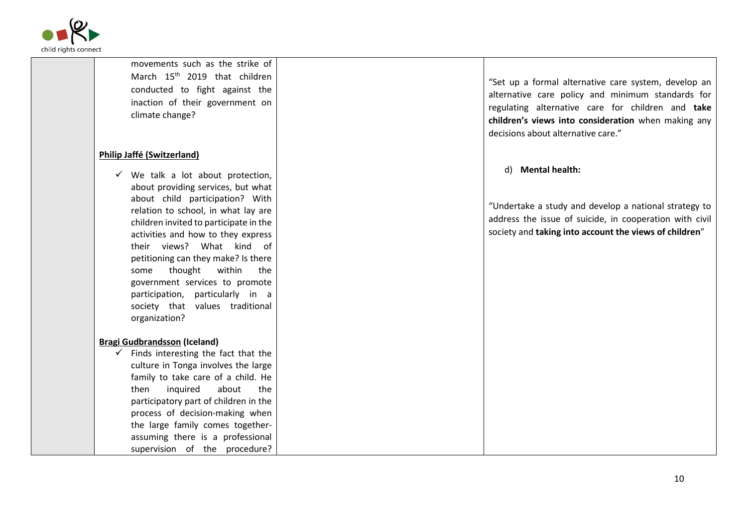| | | | |
|---|---|---|---|
| | movements such as the strike of March 15th 2019 that children conducted to fight against the inaction of their government on climate change?<br><br>**Philip Jaffé (Switzerland)**<br><br>✓ We talk a lot about protection, about providing services, but what about child participation? With relation to school, in what lay are children invited to participate in the activities and how to they express their views? What kind of petitioning can they make? Is there some thought within the government services to promote participation, particularly in a society that values traditional organization?<br><br>**Bragi Gudbrandsson (Iceland)**<br>✓ Finds interesting the fact that the culture in Tonga involves the large family to take care of a child. He then inquired about the participatory part of children in the process of decision-making when the large family comes together- assuming there is a professional supervision of the procedure? | | "Set up a formal alternative care system, develop an alternative care policy and minimum standards for regulating alternative care for children and **take children's views into consideration** when making any decisions about alternative care."<br><br>d) **Mental health:**<br><br>"Undertake a study and develop a national strategy to address the issue of suicide, in cooperation with civil society and **taking into account the views of children**" |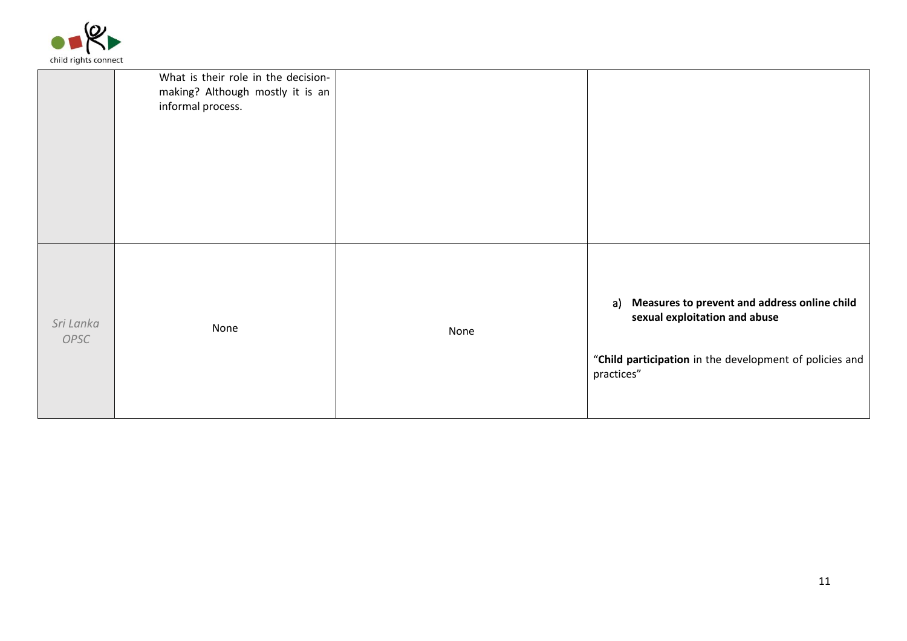| | | | |
|---|---|---|---|
| | What is their role in the decision-making? Although mostly it is an informal process. | | |
| *Sri Lanka OPSC* | None | None | a) **Measures to prevent and address online child sexual exploitation and abuse**<br><br>"**Child participation** in the development of policies and practices" |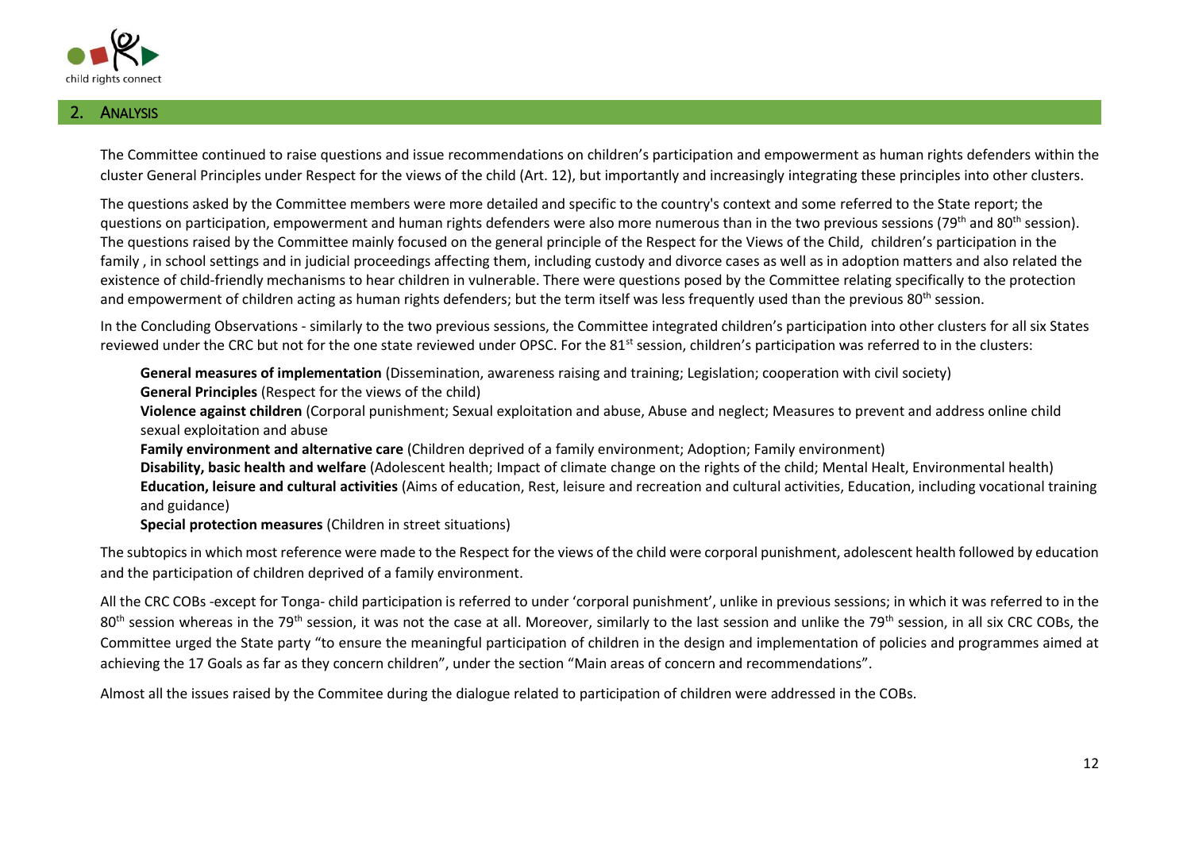## 2. ANALYSIS

The Committee continued to raise questions and issue recommendations on children's participation and empowerment as human rights defenders within the cluster General Principles under Respect for the views of the child (Art. 12), but importantly and increasingly integrating these principles into other clusters.

The questions asked by the Committee members were more detailed and specific to the country's context and some referred to the State report; the questions on participation, empowerment and human rights defenders were also more numerous than in the two previous sessions (79th and 80th session). The questions raised by the Committee mainly focused on the general principle of the Respect for the Views of the Child, children's participation in the family , in school settings and in judicial proceedings affecting them, including custody and divorce cases as well as in adoption matters and also related the existence of child-friendly mechanisms to hear children in vulnerable. There were questions posed by the Committee relating specifically to the protection and empowerment of children acting as human rights defenders; but the term itself was less frequently used than the previous 80th session.

In the Concluding Observations - similarly to the two previous sessions, the Committee integrated children's participation into other clusters for all six States reviewed under the CRC but not for the one state reviewed under OPSC. For the 81st session, children's participation was referred to in the clusters:

**General measures of implementation** (Dissemination, awareness raising and training; Legislation; cooperation with civil society)
**General Principles** (Respect for the views of the child)
**Violence against children** (Corporal punishment; Sexual exploitation and abuse, Abuse and neglect; Measures to prevent and address online child sexual exploitation and abuse
**Family environment and alternative care** (Children deprived of a family environment; Adoption; Family environment)
**Disability, basic health and welfare** (Adolescent health; Impact of climate change on the rights of the child; Mental Healt, Environmental health)
**Education, leisure and cultural activities** (Aims of education, Rest, leisure and recreation and cultural activities, Education, including vocational training and guidance)
**Special protection measures** (Children in street situations)

The subtopics in which most reference were made to the Respect for the views of the child were corporal punishment, adolescent health followed by education and the participation of children deprived of a family environment.

All the CRC COBs -except for Tonga- child participation is referred to under 'corporal punishment', unlike in previous sessions; in which it was referred to in the 80th session whereas in the 79th session, it was not the case at all. Moreover, similarly to the last session and unlike the 79th session, in all six CRC COBs, the Committee urged the State party "to ensure the meaningful participation of children in the design and implementation of policies and programmes aimed at achieving the 17 Goals as far as they concern children", under the section "Main areas of concern and recommendations".

Almost all the issues raised by the Commitee during the dialogue related to participation of children were addressed in the COBs.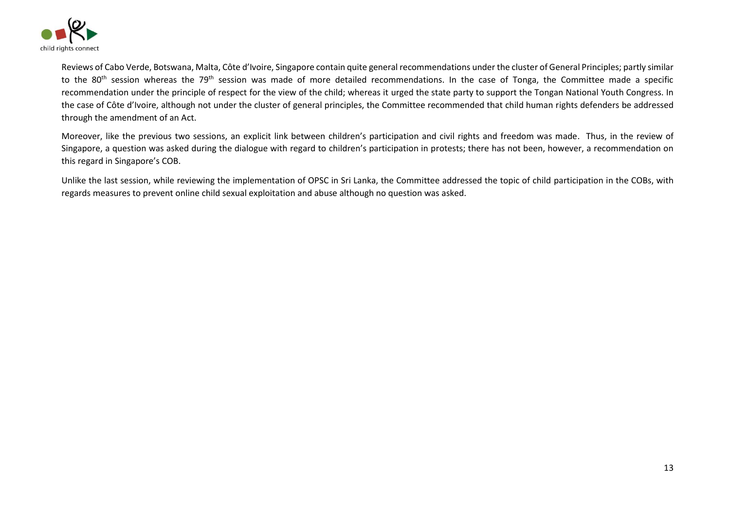Reviews of Cabo Verde, Botswana, Malta, Côte d'Ivoire, Singapore contain quite general recommendations under the cluster of General Principles; partly similar to the 80th session whereas the 79th session was made of more detailed recommendations. In the case of Tonga, the Committee made a specific recommendation under the principle of respect for the view of the child; whereas it urged the state party to support the Tongan National Youth Congress. In the case of Côte d'Ivoire, although not under the cluster of general principles, the Committee recommended that child human rights defenders be addressed through the amendment of an Act.

Moreover, like the previous two sessions, an explicit link between children's participation and civil rights and freedom was made. Thus, in the review of Singapore, a question was asked during the dialogue with regard to children's participation in protests; there has not been, however, a recommendation on this regard in Singapore's COB.

Unlike the last session, while reviewing the implementation of OPSC in Sri Lanka, the Committee addressed the topic of child participation in the COBs, with regards measures to prevent online child sexual exploitation and abuse although no question was asked.